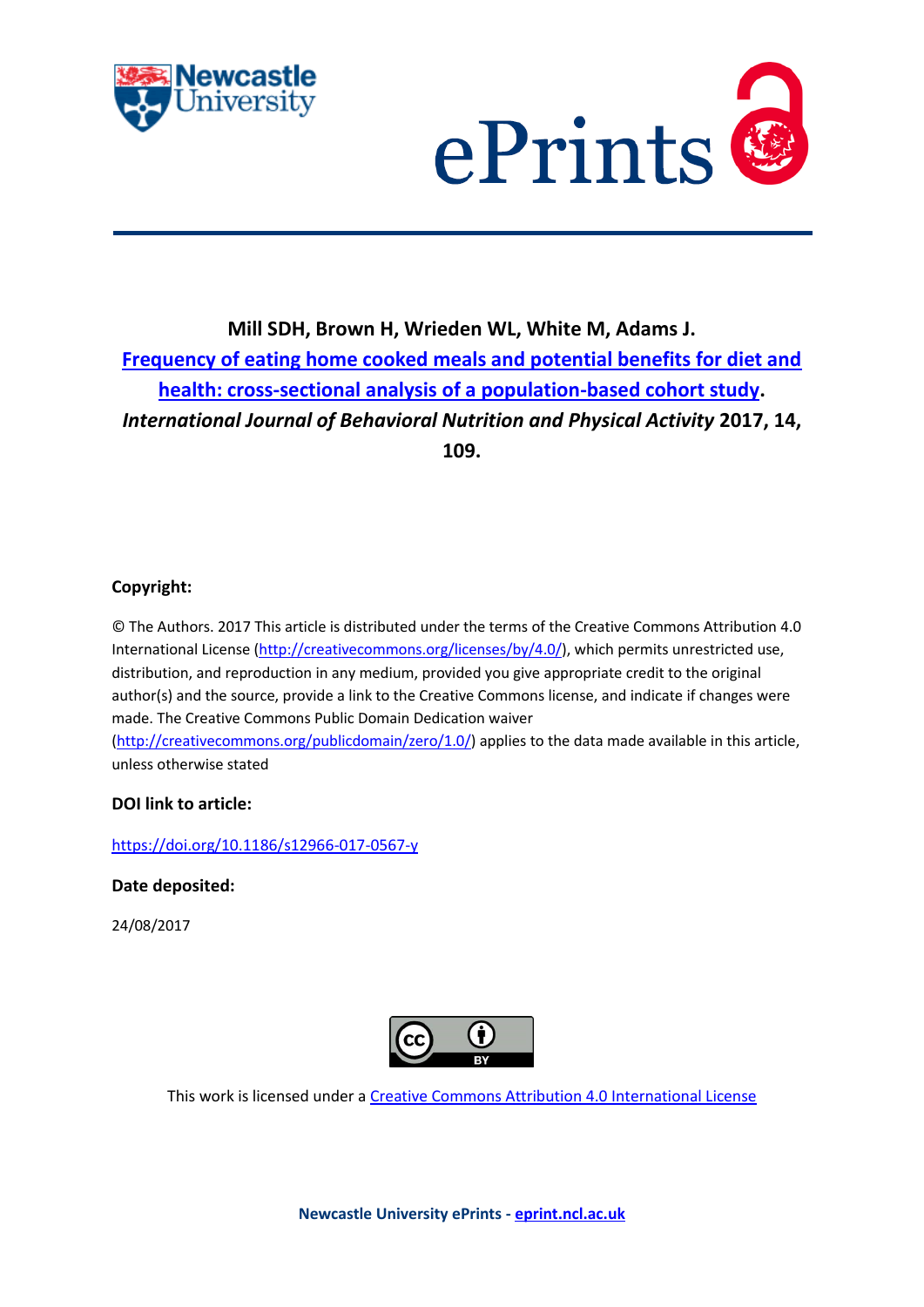**Mill SDH, Brown H, Wrieden WL, White M, Adams J.**

**Frequency of eating home cooked meals and potential benefits for diet and health: cross-sectional analysis of a population-based cohort study.**

***International Journal of Behavioral Nutrition and Physical Activity* 2017, 14, 109.**

**Copyright:**

© The Authors. 2017 This article is distributed under the terms of the Creative Commons Attribution 4.0 International License (http://creativecommons.org/licenses/by/4.0/), which permits unrestricted use, distribution, and reproduction in any medium, provided you give appropriate credit to the original author(s) and the source, provide a link to the Creative Commons license, and indicate if changes were made. The Creative Commons Public Domain Dedication waiver (http://creativecommons.org/publicdomain/zero/1.0/) applies to the data made available in this article, unless otherwise stated

**DOI link to article:**

https://doi.org/10.1186/s12966-017-0567-y

**Date deposited:**

24/08/2017

This work is licensed under a Creative Commons Attribution 4.0 International License

**Newcastle University ePrints - eprint.ncl.ac.uk**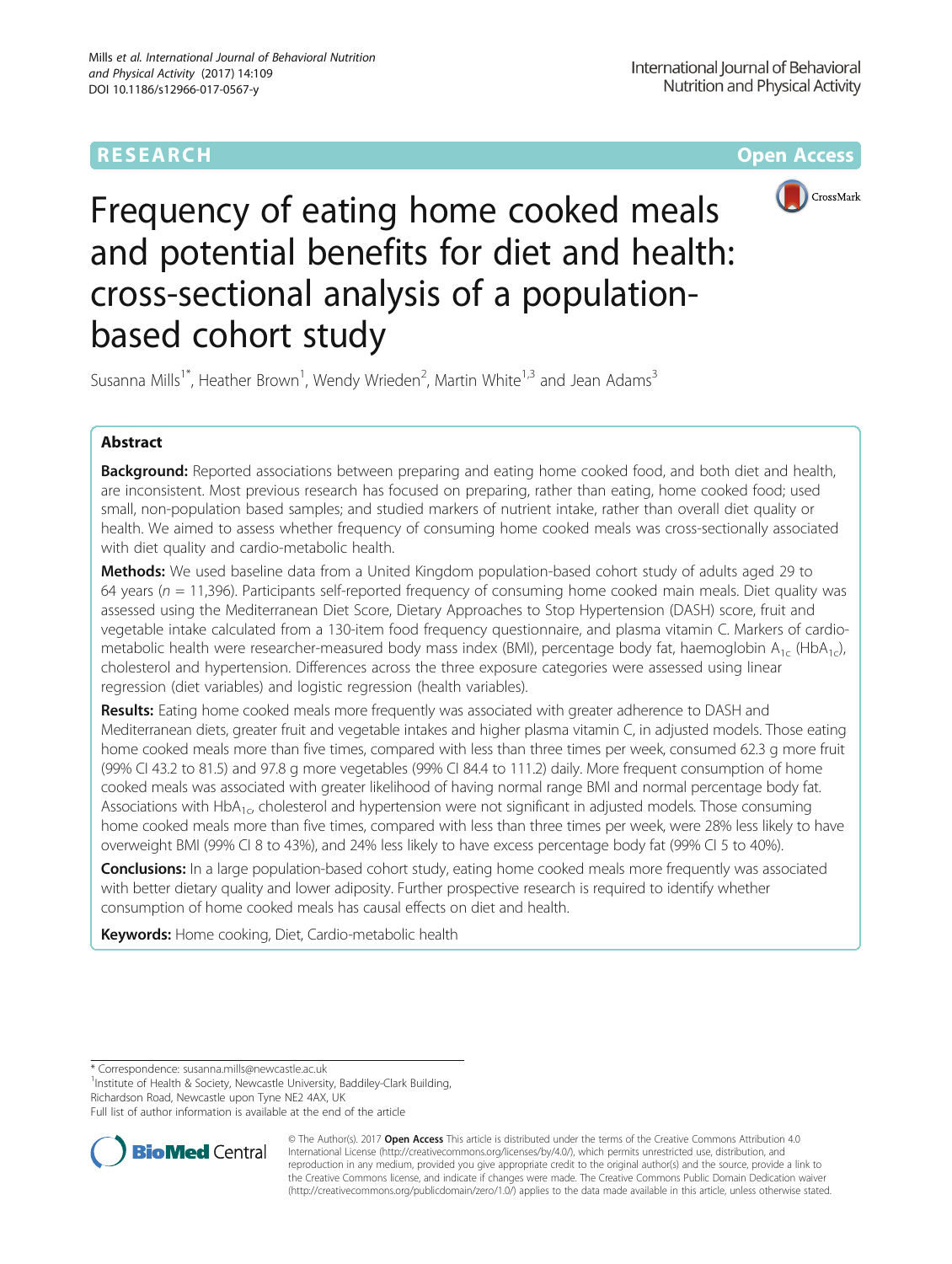# Frequency of eating home cooked meals and potential benefits for diet and health: cross-sectional analysis of a population-based cohort study

Susanna Mills[1*], Heather Brown[1], Wendy Wrieden[2], Martin White[1,3] and Jean Adams[3]

## Abstract

**Background:** Reported associations between preparing and eating home cooked food, and both diet and health, are inconsistent. Most previous research has focused on preparing, rather than eating, home cooked food; used small, non-population based samples; and studied markers of nutrient intake, rather than overall diet quality or health. We aimed to assess whether frequency of consuming home cooked meals was cross-sectionally associated with diet quality and cardio-metabolic health.

**Methods:** We used baseline data from a United Kingdom population-based cohort study of adults aged 29 to 64 years ($n$ = 11,396). Participants self-reported frequency of consuming home cooked main meals. Diet quality was assessed using the Mediterranean Diet Score, Dietary Approaches to Stop Hypertension (DASH) score, fruit and vegetable intake calculated from a 130-item food frequency questionnaire, and plasma vitamin C. Markers of cardio-metabolic health were researcher-measured body mass index (BMI), percentage body fat, haemoglobin $A_{1c}$ ($HbA_{1c}$), cholesterol and hypertension. Differences across the three exposure categories were assessed using linear regression (diet variables) and logistic regression (health variables).

**Results:** Eating home cooked meals more frequently was associated with greater adherence to DASH and Mediterranean diets, greater fruit and vegetable intakes and higher plasma vitamin C, in adjusted models. Those eating home cooked meals more than five times, compared with less than three times per week, consumed 62.3 g more fruit (99% CI 43.2 to 81.5) and 97.8 g more vegetables (99% CI 84.4 to 111.2) daily. More frequent consumption of home cooked meals was associated with greater likelihood of having normal range BMI and normal percentage body fat. Associations with $HbA_{1c}$, cholesterol and hypertension were not significant in adjusted models. Those consuming home cooked meals more than five times, compared with less than three times per week, were 28% less likely to have overweight BMI (99% CI 8 to 43%), and 24% less likely to have excess percentage body fat (99% CI 5 to 40%).

**Conclusions:** In a large population-based cohort study, eating home cooked meals more frequently was associated with better dietary quality and lower adiposity. Further prospective research is required to identify whether consumption of home cooked meals has causal effects on diet and health.

**Keywords:** Home cooking, Diet, Cardio-metabolic health

---

\* Correspondence: susanna.mills@newcastle.ac.uk
[1]Institute of Health & Society, Newcastle University, Baddiley-Clark Building, Richardson Road, Newcastle upon Tyne NE2 4AX, UK
Full list of author information is available at the end of the article

© The Author(s). 2017 **Open Access** This article is distributed under the terms of the Creative Commons Attribution 4.0 International License (http://creativecommons.org/licenses/by/4.0/), which permits unrestricted use, distribution, and reproduction in any medium, provided you give appropriate credit to the original author(s) and the source, provide a link to the Creative Commons license, and indicate if changes were made. The Creative Commons Public Domain Dedication waiver (http://creativecommons.org/publicdomain/zero/1.0/) applies to the data made available in this article, unless otherwise stated.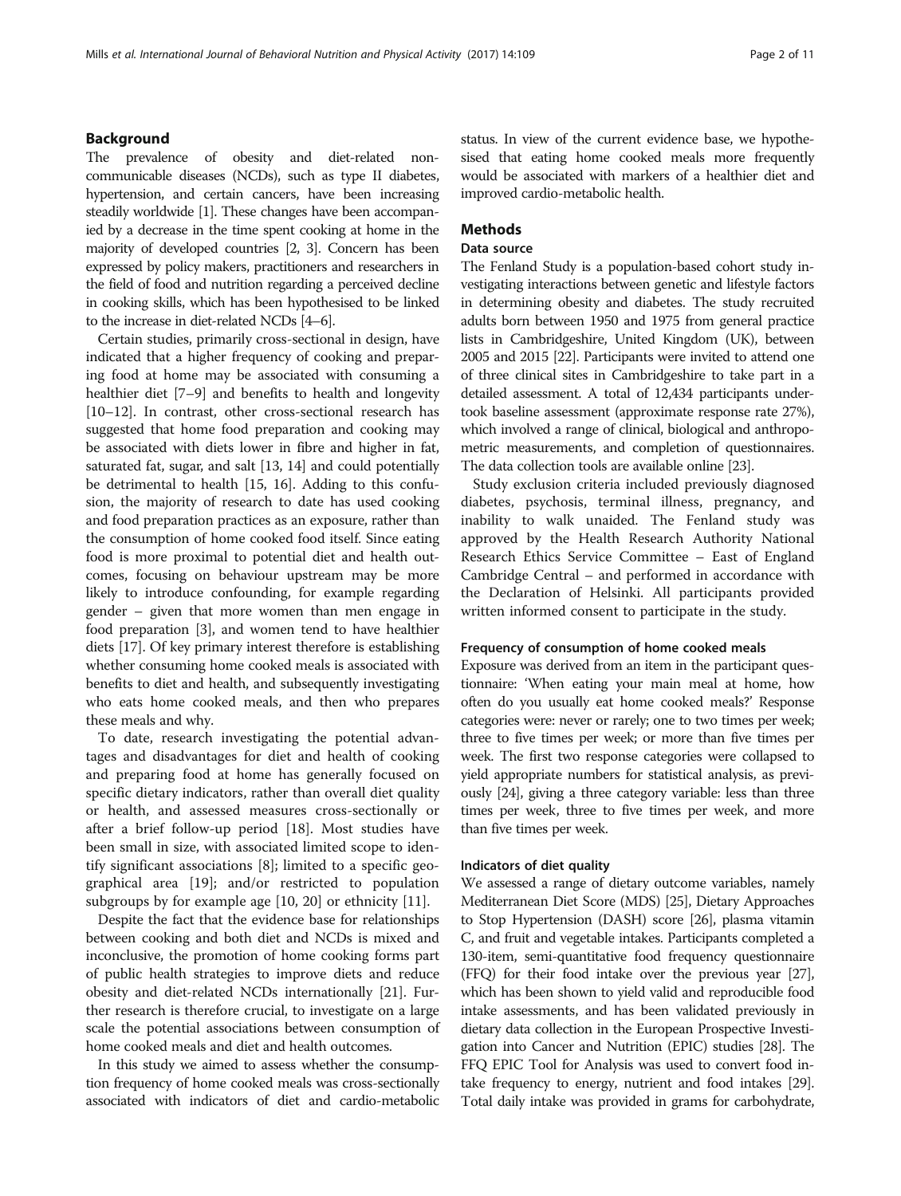## Background

The prevalence of obesity and diet-related non-communicable diseases (NCDs), such as type II diabetes, hypertension, and certain cancers, have been increasing steadily worldwide [1]. These changes have been accompanied by a decrease in the time spent cooking at home in the majority of developed countries [2, 3]. Concern has been expressed by policy makers, practitioners and researchers in the field of food and nutrition regarding a perceived decline in cooking skills, which has been hypothesised to be linked to the increase in diet-related NCDs [4–6].

Certain studies, primarily cross-sectional in design, have indicated that a higher frequency of cooking and preparing food at home may be associated with consuming a healthier diet [7–9] and benefits to health and longevity [10–12]. In contrast, other cross-sectional research has suggested that home food preparation and cooking may be associated with diets lower in fibre and higher in fat, saturated fat, sugar, and salt [13, 14] and could potentially be detrimental to health [15, 16]. Adding to this confusion, the majority of research to date has used cooking and food preparation practices as an exposure, rather than the consumption of home cooked food itself. Since eating food is more proximal to potential diet and health outcomes, focusing on behaviour upstream may be more likely to introduce confounding, for example regarding gender – given that more women than men engage in food preparation [3], and women tend to have healthier diets [17]. Of key primary interest therefore is establishing whether consuming home cooked meals is associated with benefits to diet and health, and subsequently investigating who eats home cooked meals, and then who prepares these meals and why.

To date, research investigating the potential advantages and disadvantages for diet and health of cooking and preparing food at home has generally focused on specific dietary indicators, rather than overall diet quality or health, and assessed measures cross-sectionally or after a brief follow-up period [18]. Most studies have been small in size, with associated limited scope to identify significant associations [8]; limited to a specific geographical area [19]; and/or restricted to population subgroups by for example age [10, 20] or ethnicity [11].

Despite the fact that the evidence base for relationships between cooking and both diet and NCDs is mixed and inconclusive, the promotion of home cooking forms part of public health strategies to improve diets and reduce obesity and diet-related NCDs internationally [21]. Further research is therefore crucial, to investigate on a large scale the potential associations between consumption of home cooked meals and diet and health outcomes.

In this study we aimed to assess whether the consumption frequency of home cooked meals was cross-sectionally associated with indicators of diet and cardio-metabolic status. In view of the current evidence base, we hypothesised that eating home cooked meals more frequently would be associated with markers of a healthier diet and improved cardio-metabolic health.

## Methods

### Data source

The Fenland Study is a population-based cohort study investigating interactions between genetic and lifestyle factors in determining obesity and diabetes. The study recruited adults born between 1950 and 1975 from general practice lists in Cambridgeshire, United Kingdom (UK), between 2005 and 2015 [22]. Participants were invited to attend one of three clinical sites in Cambridgeshire to take part in a detailed assessment. A total of 12,434 participants undertook baseline assessment (approximate response rate 27%), which involved a range of clinical, biological and anthropometric measurements, and completion of questionnaires. The data collection tools are available online [23].

Study exclusion criteria included previously diagnosed diabetes, psychosis, terminal illness, pregnancy, and inability to walk unaided. The Fenland study was approved by the Health Research Authority National Research Ethics Service Committee – East of England Cambridge Central – and performed in accordance with the Declaration of Helsinki. All participants provided written informed consent to participate in the study.

#### Frequency of consumption of home cooked meals

Exposure was derived from an item in the participant questionnaire: 'When eating your main meal at home, how often do you usually eat home cooked meals?' Response categories were: never or rarely; one to two times per week; three to five times per week; or more than five times per week. The first two response categories were collapsed to yield appropriate numbers for statistical analysis, as previously [24], giving a three category variable: less than three times per week, three to five times per week, and more than five times per week.

#### Indicators of diet quality

We assessed a range of dietary outcome variables, namely Mediterranean Diet Score (MDS) [25], Dietary Approaches to Stop Hypertension (DASH) score [26], plasma vitamin C, and fruit and vegetable intakes. Participants completed a 130-item, semi-quantitative food frequency questionnaire (FFQ) for their food intake over the previous year [27], which has been shown to yield valid and reproducible food intake assessments, and has been validated previously in dietary data collection in the European Prospective Investigation into Cancer and Nutrition (EPIC) studies [28]. The FFQ EPIC Tool for Analysis was used to convert food intake frequency to energy, nutrient and food intakes [29]. Total daily intake was provided in grams for carbohydrate,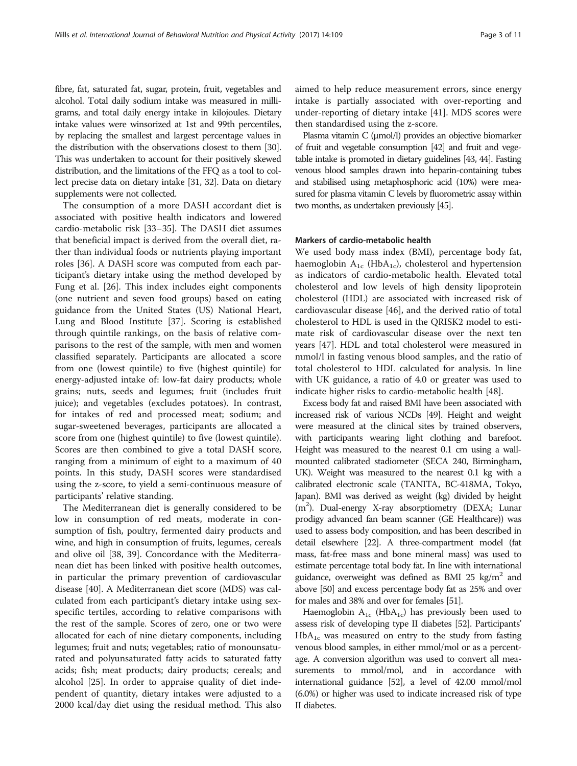fibre, fat, saturated fat, sugar, protein, fruit, vegetables and alcohol. Total daily sodium intake was measured in milligrams, and total daily energy intake in kilojoules. Dietary intake values were winsorized at 1st and 99th percentiles, by replacing the smallest and largest percentage values in the distribution with the observations closest to them [30]. This was undertaken to account for their positively skewed distribution, and the limitations of the FFQ as a tool to collect precise data on dietary intake [31, 32]. Data on dietary supplements were not collected.

The consumption of a more DASH accordant diet is associated with positive health indicators and lowered cardio-metabolic risk [33–35]. The DASH diet assumes that beneficial impact is derived from the overall diet, rather than individual foods or nutrients playing important roles [36]. A DASH score was computed from each participant's dietary intake using the method developed by Fung et al. [26]. This index includes eight components (one nutrient and seven food groups) based on eating guidance from the United States (US) National Heart, Lung and Blood Institute [37]. Scoring is established through quintile rankings, on the basis of relative comparisons to the rest of the sample, with men and women classified separately. Participants are allocated a score from one (lowest quintile) to five (highest quintile) for energy-adjusted intake of: low-fat dairy products; whole grains; nuts, seeds and legumes; fruit (includes fruit juice); and vegetables (excludes potatoes). In contrast, for intakes of red and processed meat; sodium; and sugar-sweetened beverages, participants are allocated a score from one (highest quintile) to five (lowest quintile). Scores are then combined to give a total DASH score, ranging from a minimum of eight to a maximum of 40 points. In this study, DASH scores were standardised using the z-score, to yield a semi-continuous measure of participants' relative standing.

The Mediterranean diet is generally considered to be low in consumption of red meats, moderate in consumption of fish, poultry, fermented dairy products and wine, and high in consumption of fruits, legumes, cereals and olive oil [38, 39]. Concordance with the Mediterranean diet has been linked with positive health outcomes, in particular the primary prevention of cardiovascular disease [40]. A Mediterranean diet score (MDS) was calculated from each participant's dietary intake using sex-specific tertiles, according to relative comparisons with the rest of the sample. Scores of zero, one or two were allocated for each of nine dietary components, including legumes; fruit and nuts; vegetables; ratio of monounsaturated and polyunsaturated fatty acids to saturated fatty acids; fish; meat products; dairy products; cereals; and alcohol [25]. In order to appraise quality of diet independent of quantity, dietary intakes were adjusted to a 2000 kcal/day diet using the residual method. This also aimed to help reduce measurement errors, since energy intake is partially associated with over-reporting and under-reporting of dietary intake [41]. MDS scores were then standardised using the z-score.

Plasma vitamin C (μmol/l) provides an objective biomarker of fruit and vegetable consumption [42] and fruit and vegetable intake is promoted in dietary guidelines [43, 44]. Fasting venous blood samples drawn into heparin-containing tubes and stabilised using metaphosphoric acid (10%) were measured for plasma vitamin C levels by fluorometric assay within two months, as undertaken previously [45].

## Markers of cardio-metabolic health

We used body mass index (BMI), percentage body fat, haemoglobin $A_{1c}$ ($HbA_{1c}$), cholesterol and hypertension as indicators of cardio-metabolic health. Elevated total cholesterol and low levels of high density lipoprotein cholesterol (HDL) are associated with increased risk of cardiovascular disease [46], and the derived ratio of total cholesterol to HDL is used in the QRISK2 model to estimate risk of cardiovascular disease over the next ten years [47]. HDL and total cholesterol were measured in mmol/l in fasting venous blood samples, and the ratio of total cholesterol to HDL calculated for analysis. In line with UK guidance, a ratio of 4.0 or greater was used to indicate higher risks to cardio-metabolic health [48].

Excess body fat and raised BMI have been associated with increased risk of various NCDs [49]. Height and weight were measured at the clinical sites by trained observers, with participants wearing light clothing and barefoot. Height was measured to the nearest 0.1 cm using a wall-mounted calibrated stadiometer (SECA 240, Birmingham, UK). Weight was measured to the nearest 0.1 kg with a calibrated electronic scale (TANITA, BC-418MA, Tokyo, Japan). BMI was derived as weight (kg) divided by height ($m^2$). Dual-energy X-ray absorptiometry (DEXA; Lunar prodigy advanced fan beam scanner (GE Healthcare)) was used to assess body composition, and has been described in detail elsewhere [22]. A three-compartment model (fat mass, fat-free mass and bone mineral mass) was used to estimate percentage total body fat. In line with international guidance, overweight was defined as BMI 25 $kg/m^2$ and above [50] and excess percentage body fat as 25% and over for males and 38% and over for females [51].

Haemoglobin $A_{1c}$ ($HbA_{1c}$) has previously been used to assess risk of developing type II diabetes [52]. Participants' $HbA_{1c}$ was measured on entry to the study from fasting venous blood samples, in either mmol/mol or as a percentage. A conversion algorithm was used to convert all measurements to mmol/mol, and in accordance with international guidance [52], a level of 42.00 mmol/mol (6.0%) or higher was used to indicate increased risk of type II diabetes.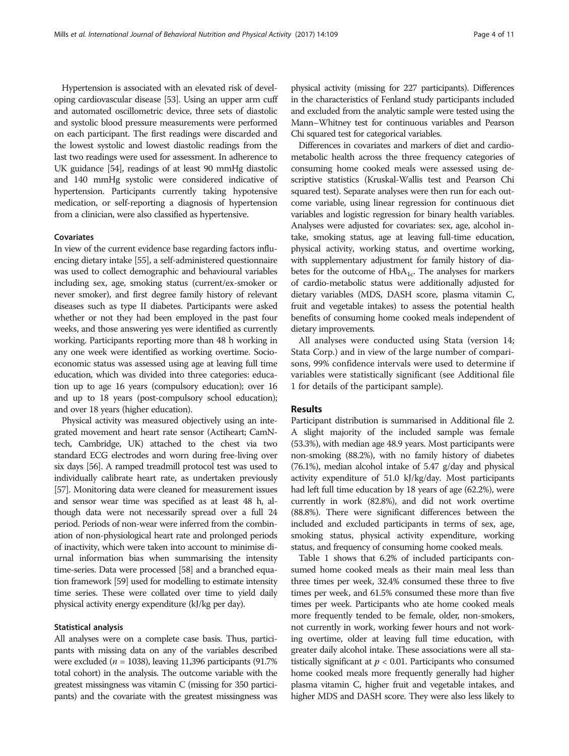Hypertension is associated with an elevated risk of developing cardiovascular disease [53]. Using an upper arm cuff and automated oscillometric device, three sets of diastolic and systolic blood pressure measurements were performed on each participant. The first readings were discarded and the lowest systolic and lowest diastolic readings from the last two readings were used for assessment. In adherence to UK guidance [54], readings of at least 90 mmHg diastolic and 140 mmHg systolic were considered indicative of hypertension. Participants currently taking hypotensive medication, or self-reporting a diagnosis of hypertension from a clinician, were also classified as hypertensive.

### Covariates

In view of the current evidence base regarding factors influencing dietary intake [55], a self-administered questionnaire was used to collect demographic and behavioural variables including sex, age, smoking status (current/ex-smoker or never smoker), and first degree family history of relevant diseases such as type II diabetes. Participants were asked whether or not they had been employed in the past four weeks, and those answering yes were identified as currently working. Participants reporting more than 48 h working in any one week were identified as working overtime. Socioeconomic status was assessed using age at leaving full time education, which was divided into three categories: education up to age 16 years (compulsory education); over 16 and up to 18 years (post-compulsory school education); and over 18 years (higher education).

Physical activity was measured objectively using an integrated movement and heart rate sensor (Actiheart; CamNtech, Cambridge, UK) attached to the chest via two standard ECG electrodes and worn during free-living over six days [56]. A ramped treadmill protocol test was used to individually calibrate heart rate, as undertaken previously [57]. Monitoring data were cleaned for measurement issues and sensor wear time was specified as at least 48 h, although data were not necessarily spread over a full 24 period. Periods of non-wear were inferred from the combination of non-physiological heart rate and prolonged periods of inactivity, which were taken into account to minimise diurnal information bias when summarising the intensity time-series. Data were processed [58] and a branched equation framework [59] used for modelling to estimate intensity time series. These were collated over time to yield daily physical activity energy expenditure (kJ/kg per day).

### Statistical analysis

All analyses were on a complete case basis. Thus, participants with missing data on any of the variables described were excluded ($n = 1038$), leaving 11,396 participants (91.7% total cohort) in the analysis. The outcome variable with the greatest missingness was vitamin C (missing for 350 participants) and the covariate with the greatest missingness was physical activity (missing for 227 participants). Differences in the characteristics of Fenland study participants included and excluded from the analytic sample were tested using the Mann–Whitney test for continuous variables and Pearson Chi squared test for categorical variables.

Differences in covariates and markers of diet and cardio-metabolic health across the three frequency categories of consuming home cooked meals were assessed using descriptive statistics (Kruskal-Wallis test and Pearson Chi squared test). Separate analyses were then run for each outcome variable, using linear regression for continuous diet variables and logistic regression for binary health variables. Analyses were adjusted for covariates: sex, age, alcohol intake, smoking status, age at leaving full-time education, physical activity, working status, and overtime working, with supplementary adjustment for family history of diabetes for the outcome of $HbA_{1c}$. The analyses for markers of cardio-metabolic status were additionally adjusted for dietary variables (MDS, DASH score, plasma vitamin C, fruit and vegetable intakes) to assess the potential health benefits of consuming home cooked meals independent of dietary improvements.

All analyses were conducted using Stata (version 14; Stata Corp.) and in view of the large number of comparisons, 99% confidence intervals were used to determine if variables were statistically significant (see Additional file 1 for details of the participant sample).

## Results

Participant distribution is summarised in Additional file 2. A slight majority of the included sample was female (53.3%), with median age 48.9 years. Most participants were non-smoking (88.2%), with no family history of diabetes (76.1%), median alcohol intake of 5.47 g/day and physical activity expenditure of 51.0 kJ/kg/day. Most participants had left full time education by 18 years of age (62.2%), were currently in work (82.8%), and did not work overtime (88.8%). There were significant differences between the included and excluded participants in terms of sex, age, smoking status, physical activity expenditure, working status, and frequency of consuming home cooked meals.

Table 1 shows that 6.2% of included participants consumed home cooked meals as their main meal less than three times per week, 32.4% consumed these three to five times per week, and 61.5% consumed these more than five times per week. Participants who ate home cooked meals more frequently tended to be female, older, non-smokers, not currently in work, working fewer hours and not working overtime, older at leaving full time education, with greater daily alcohol intake. These associations were all statistically significant at $p < 0.01$. Participants who consumed home cooked meals more frequently generally had higher plasma vitamin C, higher fruit and vegetable intakes, and higher MDS and DASH score. They were also less likely to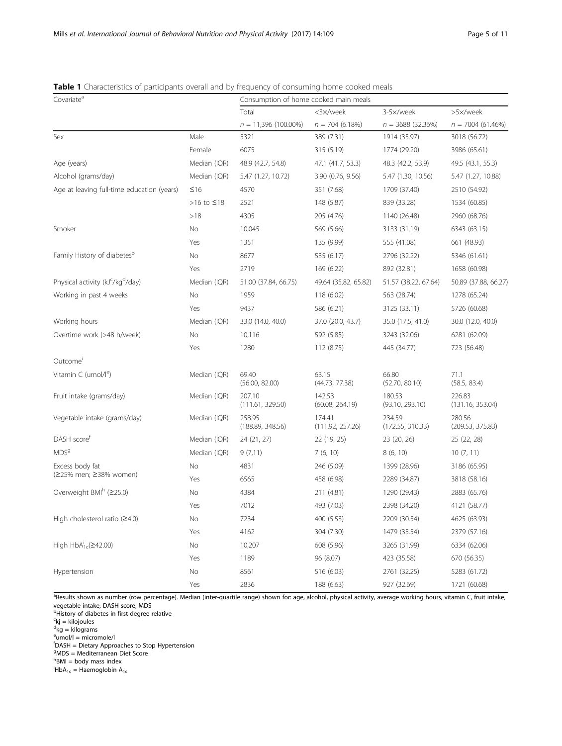**Table 1** Characteristics of participants overall and by frequency of consuming home cooked meals

| Covariate[a] | | Consumption of home cooked main meals | | | |
|---|---|---|---|---|---|
| | | Total | <3×/week | 3-5×/week | >5×/week |
| | | $n$ = 11,396 (100.00%) | $n$ = 704 (6.18%) | $n$ = 3688 (32.36%) | $n$ = 7004 (61.46%) |
| Sex | Male | 5321 | 389 (7.31) | 1914 (35.97) | 3018 (56.72) |
| | Female | 6075 | 315 (5.19) | 1774 (29.20) | 3986 (65.61) |
| Age (years) | Median (IQR) | 48.9 (42.7, 54.8) | 47.1 (41.7, 53.3) | 48.3 (42.2, 53.9) | 49.5 (43.1, 55.3) |
| Alcohol (grams/day) | Median (IQR) | 5.47 (1.27, 10.72) | 3.90 (0.76, 9.56) | 5.47 (1.30, 10.56) | 5.47 (1.27, 10.88) |
| Age at leaving full-time education (years) | ≤16 | 4570 | 351 (7.68) | 1709 (37.40) | 2510 (54.92) |
| | >16 to ≤18 | 2521 | 148 (5.87) | 839 (33.28) | 1534 (60.85) |
| | >18 | 4305 | 205 (4.76) | 1140 (26.48) | 2960 (68.76) |
| Smoker | No | 10,045 | 569 (5.66) | 3133 (31.19) | 6343 (63.15) |
| | Yes | 1351 | 135 (9.99) | 555 (41.08) | 661 (48.93) |
| Family History of diabetes[b] | No | 8677 | 535 (6.17) | 2796 (32.22) | 5346 (61.61) |
| | Yes | 2719 | 169 (6.22) | 892 (32.81) | 1658 (60.98) |
| Physical activity (kJ[c]/kg[d]/day) | Median (IQR) | 51.00 (37.84, 66.75) | 49.64 (35.82, 65.82) | 51.57 (38.22, 67.64) | 50.89 (37.88, 66.27) |
| Working in past 4 weeks | No | 1959 | 118 (6.02) | 563 (28.74) | 1278 (65.24) |
| | Yes | 9437 | 586 (6.21) | 3125 (33.11) | 5726 (60.68) |
| Working hours | Median (IQR) | 33.0 (14.0, 40.0) | 37.0 (20.0, 43.7) | 35.0 (17.5, 41.0) | 30.0 (12.0, 40.0) |
| Overtime work (>48 h/week) | No | 10,116 | 592 (5.85) | 3243 (32.06) | 6281 (62.09) |
| | Yes | 1280 | 112 (8.75) | 445 (34.77) | 723 (56.48) |
| Outcome[i] | | | | | |
| Vitamin C (umol/l[e]) | Median (IQR) | 69.40 (56.00, 82.00) | 63.15 (44.73, 77.38) | 66.80 (52.70, 80.10) | 71.1 (58.5, 83.4) |
| Fruit intake (grams/day) | Median (IQR) | 207.10 (111.61, 329.50) | 142.53 (60.08, 264.19) | 180.53 (93.10, 293.10) | 226.83 (131.16, 353.04) |
| Vegetable intake (grams/day) | Median (IQR) | 258.95 (188.89, 348.56) | 174.41 (111.92, 257.26) | 234.59 (172.55, 310.33) | 280.56 (209.53, 375.83) |
| DASH score[f] | Median (IQR) | 24 (21, 27) | 22 (19, 25) | 23 (20, 26) | 25 (22, 28) |
| MDS[g] | Median (IQR) | 9 (7,11) | 7 (6, 10) | 8 (6, 10) | 10 (7, 11) |
| Excess body fat (≥25% men; ≥38% women) | No | 4831 | 246 (5.09) | 1399 (28.96) | 3186 (65.95) |
| | Yes | 6565 | 458 (6.98) | 2289 (34.87) | 3818 (58.16) |
| Overweight BMI[h] (≥25.0) | No | 4384 | 211 (4.81) | 1290 (29.43) | 2883 (65.76) |
| | Yes | 7012 | 493 (7.03) | 2398 (34.20) | 4121 (58.77) |
| High cholesterol ratio (≥4.0) | No | 7234 | 400 (5.53) | 2209 (30.54) | 4625 (63.93) |
| | Yes | 4162 | 304 (7.30) | 1479 (35.54) | 2379 (57.16) |
| High $HbA_{1c}$[i] (≥42.00) | No | 10,207 | 608 (5.96) | 3265 (31.99) | 6334 (62.06) |
| | Yes | 1189 | 96 (8.07) | 423 (35.58) | 670 (56.35) |
| Hypertension | No | 8561 | 516 (6.03) | 2761 (32.25) | 5283 (61.72) |
| | Yes | 2836 | 188 (6.63) | 927 (32.69) | 1721 (60.68) |

[a]Results shown as number (row percentage). Median (inter-quartile range) shown for: age, alcohol, physical activity, average working hours, vitamin C, fruit intake, vegetable intake, DASH score, MDS
[b]History of diabetes in first degree relative
[c]kj = kilojoules
[d]kg = kilograms
[e]umol/l = micromole/l
[f]DASH = Dietary Approaches to Stop Hypertension
[g]MDS = Mediterranean Diet Score
[h]BMI = body mass index
[i]$HbA_{1c}$ = Haemoglobin $A_{1c}$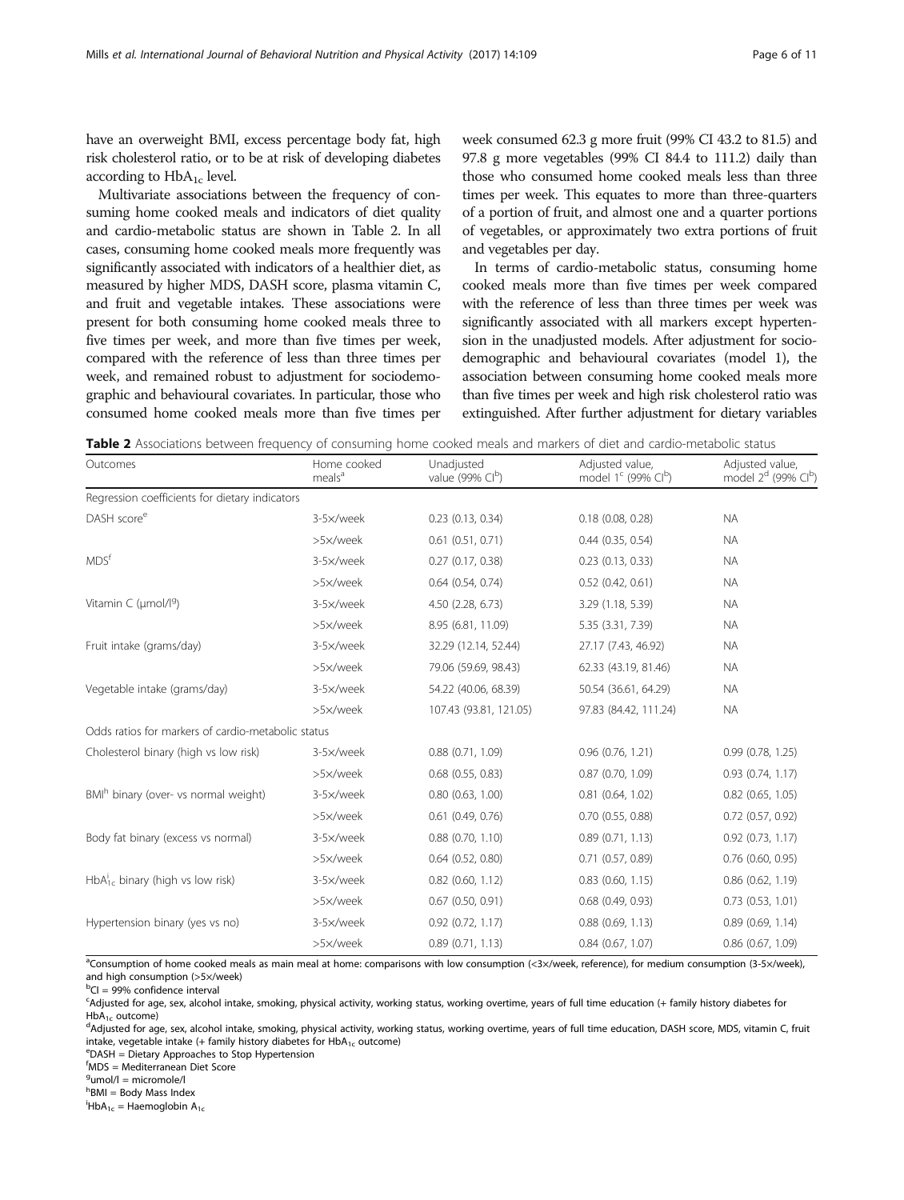have an overweight BMI, excess percentage body fat, high risk cholesterol ratio, or to be at risk of developing diabetes according to $HbA_{1c}$ level.

Multivariate associations between the frequency of consuming home cooked meals and indicators of diet quality and cardio-metabolic status are shown in Table 2. In all cases, consuming home cooked meals more frequently was significantly associated with indicators of a healthier diet, as measured by higher MDS, DASH score, plasma vitamin C, and fruit and vegetable intakes. These associations were present for both consuming home cooked meals three to five times per week, and more than five times per week, compared with the reference of less than three times per week, and remained robust to adjustment for sociodemographic and behavioural covariates. In particular, those who consumed home cooked meals more than five times per week consumed 62.3 g more fruit (99% CI 43.2 to 81.5) and 97.8 g more vegetables (99% CI 84.4 to 111.2) daily than those who consumed home cooked meals less than three times per week. This equates to more than three-quarters of a portion of fruit, and almost one and a quarter portions of vegetables, or approximately two extra portions of fruit and vegetables per day.

In terms of cardio-metabolic status, consuming home cooked meals more than five times per week compared with the reference of less than three times per week was significantly associated with all markers except hypertension in the unadjusted models. After adjustment for sociodemographic and behavioural covariates (model 1), the association between consuming home cooked meals more than five times per week and high risk cholesterol ratio was extinguished. After further adjustment for dietary variables

**Table 2** Associations between frequency of consuming home cooked meals and markers of diet and cardio-metabolic status

| Outcomes | Home cooked meals[a] | Unadjusted value (99% CI[b]) | Adjusted value, model 1[c] (99% CI[b]) | Adjusted value, model 2[d] (99% CI[b]) |
|---|---|---|---|---|
| Regression coefficients for dietary indicators | | | | |
| DASH score[e] | 3-5×/week | 0.23 (0.13, 0.34) | 0.18 (0.08, 0.28) | NA |
| | >5×/week | 0.61 (0.51, 0.71) | 0.44 (0.35, 0.54) | NA |
| MDS[f] | 3-5×/week | 0.27 (0.17, 0.38) | 0.23 (0.13, 0.33) | NA |
| | >5×/week | 0.64 (0.54, 0.74) | 0.52 (0.42, 0.61) | NA |
| Vitamin C (μmol/l[g]) | 3-5×/week | 4.50 (2.28, 6.73) | 3.29 (1.18, 5.39) | NA |
| | >5×/week | 8.95 (6.81, 11.09) | 5.35 (3.31, 7.39) | NA |
| Fruit intake (grams/day) | 3-5×/week | 32.29 (12.14, 52.44) | 27.17 (7.43, 46.92) | NA |
| | >5×/week | 79.06 (59.69, 98.43) | 62.33 (43.19, 81.46) | NA |
| Vegetable intake (grams/day) | 3-5×/week | 54.22 (40.06, 68.39) | 50.54 (36.61, 64.29) | NA |
| | >5×/week | 107.43 (93.81, 121.05) | 97.83 (84.42, 111.24) | NA |
| Odds ratios for markers of cardio-metabolic status | | | | |
| Cholesterol binary (high vs low risk) | 3-5×/week | 0.88 (0.71, 1.09) | 0.96 (0.76, 1.21) | 0.99 (0.78, 1.25) |
| | >5×/week | 0.68 (0.55, 0.83) | 0.87 (0.70, 1.09) | 0.93 (0.74, 1.17) |
| BMI[h] binary (over- vs normal weight) | 3-5×/week | 0.80 (0.63, 1.00) | 0.81 (0.64, 1.02) | 0.82 (0.65, 1.05) |
| | >5×/week | 0.61 (0.49, 0.76) | 0.70 (0.55, 0.88) | 0.72 (0.57, 0.92) |
| Body fat binary (excess vs normal) | 3-5×/week | 0.88 (0.70, 1.10) | 0.89 (0.71, 1.13) | 0.92 (0.73, 1.17) |
| | >5×/week | 0.64 (0.52, 0.80) | 0.71 (0.57, 0.89) | 0.76 (0.60, 0.95) |
| $HbA_{1c}$[i] binary (high vs low risk) | 3-5×/week | 0.82 (0.60, 1.12) | 0.83 (0.60, 1.15) | 0.86 (0.62, 1.19) |
| | >5×/week | 0.67 (0.50, 0.91) | 0.68 (0.49, 0.93) | 0.73 (0.53, 1.01) |
| Hypertension binary (yes vs no) | 3-5×/week | 0.92 (0.72, 1.17) | 0.88 (0.69, 1.13) | 0.89 (0.69, 1.14) |
| | >5×/week | 0.89 (0.71, 1.13) | 0.84 (0.67, 1.07) | 0.86 (0.67, 1.09) |

[a]Consumption of home cooked meals as main meal at home: comparisons with low consumption (<3×/week, reference), for medium consumption (3-5×/week), and high consumption (>5×/week)
[b]CI = 99% confidence interval
[c]Adjusted for age, sex, alcohol intake, smoking, physical activity, working status, working overtime, years of full time education (+ family history diabetes for $HbA_{1c}$ outcome)
[d]Adjusted for age, sex, alcohol intake, smoking, physical activity, working status, working overtime, years of full time education, DASH score, MDS, vitamin C, fruit intake, vegetable intake (+ family history diabetes for $HbA_{1c}$ outcome)
[e]DASH = Dietary Approaches to Stop Hypertension
[f]MDS = Mediterranean Diet Score
[g]umol/l = micromole/l
[h]BMI = Body Mass Index
[i]$HbA_{1c}$ = Haemoglobin $A_{1c}$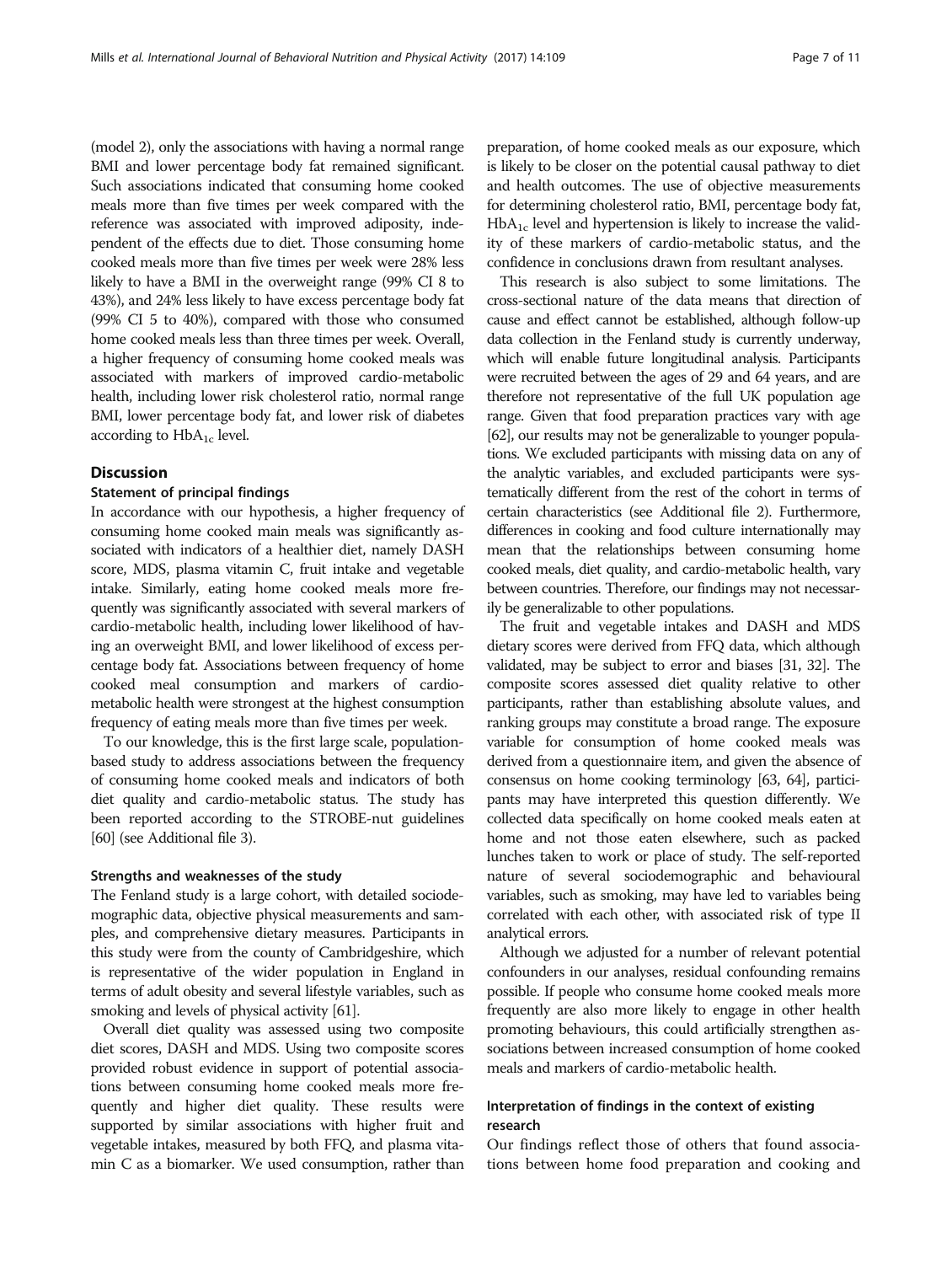(model 2), only the associations with having a normal range BMI and lower percentage body fat remained significant. Such associations indicated that consuming home cooked meals more than five times per week compared with the reference was associated with improved adiposity, independent of the effects due to diet. Those consuming home cooked meals more than five times per week were 28% less likely to have a BMI in the overweight range (99% CI 8 to 43%), and 24% less likely to have excess percentage body fat (99% CI 5 to 40%), compared with those who consumed home cooked meals less than three times per week. Overall, a higher frequency of consuming home cooked meals was associated with markers of improved cardio-metabolic health, including lower risk cholesterol ratio, normal range BMI, lower percentage body fat, and lower risk of diabetes according to $HbA_{1c}$ level.

## Discussion

### Statement of principal findings

In accordance with our hypothesis, a higher frequency of consuming home cooked main meals was significantly associated with indicators of a healthier diet, namely DASH score, MDS, plasma vitamin C, fruit intake and vegetable intake. Similarly, eating home cooked meals more frequently was significantly associated with several markers of cardio-metabolic health, including lower likelihood of having an overweight BMI, and lower likelihood of excess percentage body fat. Associations between frequency of home cooked meal consumption and markers of cardio-metabolic health were strongest at the highest consumption frequency of eating meals more than five times per week.

To our knowledge, this is the first large scale, population-based study to address associations between the frequency of consuming home cooked meals and indicators of both diet quality and cardio-metabolic status. The study has been reported according to the STROBE-nut guidelines [60] (see Additional file 3).

### Strengths and weaknesses of the study

The Fenland study is a large cohort, with detailed sociodemographic data, objective physical measurements and samples, and comprehensive dietary measures. Participants in this study were from the county of Cambridgeshire, which is representative of the wider population in England in terms of adult obesity and several lifestyle variables, such as smoking and levels of physical activity [61].

Overall diet quality was assessed using two composite diet scores, DASH and MDS. Using two composite scores provided robust evidence in support of potential associations between consuming home cooked meals more frequently and higher diet quality. These results were supported by similar associations with higher fruit and vegetable intakes, measured by both FFQ, and plasma vitamin C as a biomarker. We used consumption, rather than preparation, of home cooked meals as our exposure, which is likely to be closer on the potential causal pathway to diet and health outcomes. The use of objective measurements for determining cholesterol ratio, BMI, percentage body fat, $HbA_{1c}$ level and hypertension is likely to increase the validity of these markers of cardio-metabolic status, and the confidence in conclusions drawn from resultant analyses.

This research is also subject to some limitations. The cross-sectional nature of the data means that direction of cause and effect cannot be established, although follow-up data collection in the Fenland study is currently underway, which will enable future longitudinal analysis. Participants were recruited between the ages of 29 and 64 years, and are therefore not representative of the full UK population age range. Given that food preparation practices vary with age [62], our results may not be generalizable to younger populations. We excluded participants with missing data on any of the analytic variables, and excluded participants were systematically different from the rest of the cohort in terms of certain characteristics (see Additional file 2). Furthermore, differences in cooking and food culture internationally may mean that the relationships between consuming home cooked meals, diet quality, and cardio-metabolic health, vary between countries. Therefore, our findings may not necessarily be generalizable to other populations.

The fruit and vegetable intakes and DASH and MDS dietary scores were derived from FFQ data, which although validated, may be subject to error and biases [31, 32]. The composite scores assessed diet quality relative to other participants, rather than establishing absolute values, and ranking groups may constitute a broad range. The exposure variable for consumption of home cooked meals was derived from a questionnaire item, and given the absence of consensus on home cooking terminology [63, 64], participants may have interpreted this question differently. We collected data specifically on home cooked meals eaten at home and not those eaten elsewhere, such as packed lunches taken to work or place of study. The self-reported nature of several sociodemographic and behavioural variables, such as smoking, may have led to variables being correlated with each other, with associated risk of type II analytical errors.

Although we adjusted for a number of relevant potential confounders in our analyses, residual confounding remains possible. If people who consume home cooked meals more frequently are also more likely to engage in other health promoting behaviours, this could artificially strengthen associations between increased consumption of home cooked meals and markers of cardio-metabolic health.

### Interpretation of findings in the context of existing research

Our findings reflect those of others that found associations between home food preparation and cooking and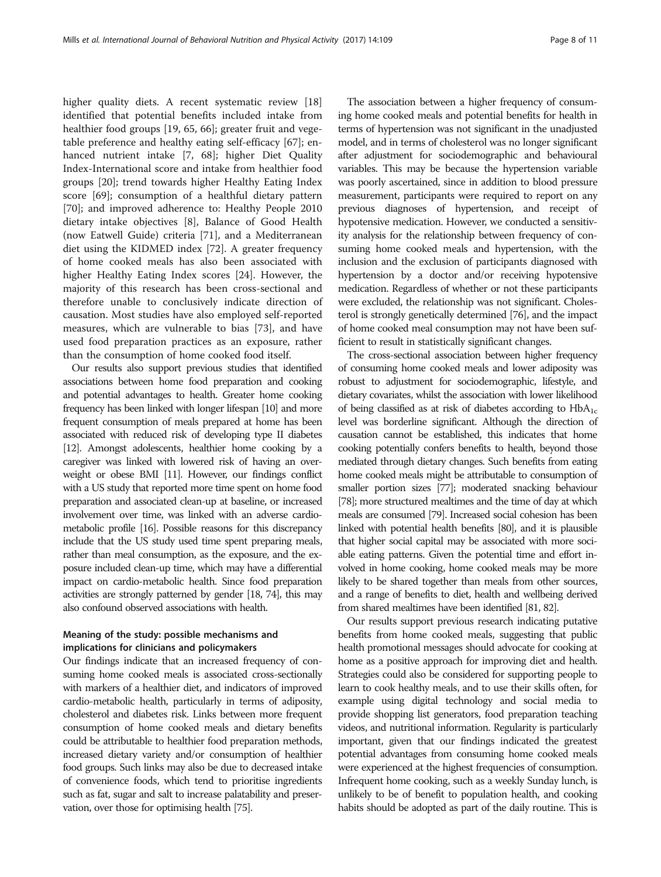higher quality diets. A recent systematic review [18] identified that potential benefits included intake from healthier food groups [19, 65, 66]; greater fruit and vegetable preference and healthy eating self-efficacy [67]; enhanced nutrient intake [7, 68]; higher Diet Quality Index-International score and intake from healthier food groups [20]; trend towards higher Healthy Eating Index score [69]; consumption of a healthful dietary pattern [70]; and improved adherence to: Healthy People 2010 dietary intake objectives [8], Balance of Good Health (now Eatwell Guide) criteria [71], and a Mediterranean diet using the KIDMED index [72]. A greater frequency of home cooked meals has also been associated with higher Healthy Eating Index scores [24]. However, the majority of this research has been cross-sectional and therefore unable to conclusively indicate direction of causation. Most studies have also employed self-reported measures, which are vulnerable to bias [73], and have used food preparation practices as an exposure, rather than the consumption of home cooked food itself.

Our results also support previous studies that identified associations between home food preparation and cooking and potential advantages to health. Greater home cooking frequency has been linked with longer lifespan [10] and more frequent consumption of meals prepared at home has been associated with reduced risk of developing type II diabetes [12]. Amongst adolescents, healthier home cooking by a caregiver was linked with lowered risk of having an overweight or obese BMI [11]. However, our findings conflict with a US study that reported more time spent on home food preparation and associated clean-up at baseline, or increased involvement over time, was linked with an adverse cardio-metabolic profile [16]. Possible reasons for this discrepancy include that the US study used time spent preparing meals, rather than meal consumption, as the exposure, and the exposure included clean-up time, which may have a differential impact on cardio-metabolic health. Since food preparation activities are strongly patterned by gender [18, 74], this may also confound observed associations with health.

## Meaning of the study: possible mechanisms and implications for clinicians and policymakers

Our findings indicate that an increased frequency of consuming home cooked meals is associated cross-sectionally with markers of a healthier diet, and indicators of improved cardio-metabolic health, particularly in terms of adiposity, cholesterol and diabetes risk. Links between more frequent consumption of home cooked meals and dietary benefits could be attributable to healthier food preparation methods, increased dietary variety and/or consumption of healthier food groups. Such links may also be due to decreased intake of convenience foods, which tend to prioritise ingredients such as fat, sugar and salt to increase palatability and preservation, over those for optimising health [75].

The association between a higher frequency of consuming home cooked meals and potential benefits for health in terms of hypertension was not significant in the unadjusted model, and in terms of cholesterol was no longer significant after adjustment for sociodemographic and behavioural variables. This may be because the hypertension variable was poorly ascertained, since in addition to blood pressure measurement, participants were required to report on any previous diagnoses of hypertension, and receipt of hypotensive medication. However, we conducted a sensitivity analysis for the relationship between frequency of consuming home cooked meals and hypertension, with the inclusion and the exclusion of participants diagnosed with hypertension by a doctor and/or receiving hypotensive medication. Regardless of whether or not these participants were excluded, the relationship was not significant. Cholesterol is strongly genetically determined [76], and the impact of home cooked meal consumption may not have been sufficient to result in statistically significant changes.

The cross-sectional association between higher frequency of consuming home cooked meals and lower adiposity was robust to adjustment for sociodemographic, lifestyle, and dietary covariates, whilst the association with lower likelihood of being classified as at risk of diabetes according to $HbA_{1c}$ level was borderline significant. Although the direction of causation cannot be established, this indicates that home cooking potentially confers benefits to health, beyond those mediated through dietary changes. Such benefits from eating home cooked meals might be attributable to consumption of smaller portion sizes [77]; moderated snacking behaviour [78]; more structured mealtimes and the time of day at which meals are consumed [79]. Increased social cohesion has been linked with potential health benefits [80], and it is plausible that higher social capital may be associated with more sociable eating patterns. Given the potential time and effort involved in home cooking, home cooked meals may be more likely to be shared together than meals from other sources, and a range of benefits to diet, health and wellbeing derived from shared mealtimes have been identified [81, 82].

Our results support previous research indicating putative benefits from home cooked meals, suggesting that public health promotional messages should advocate for cooking at home as a positive approach for improving diet and health. Strategies could also be considered for supporting people to learn to cook healthy meals, and to use their skills often, for example using digital technology and social media to provide shopping list generators, food preparation teaching videos, and nutritional information. Regularity is particularly important, given that our findings indicated the greatest potential advantages from consuming home cooked meals were experienced at the highest frequencies of consumption. Infrequent home cooking, such as a weekly Sunday lunch, is unlikely to be of benefit to population health, and cooking habits should be adopted as part of the daily routine. This is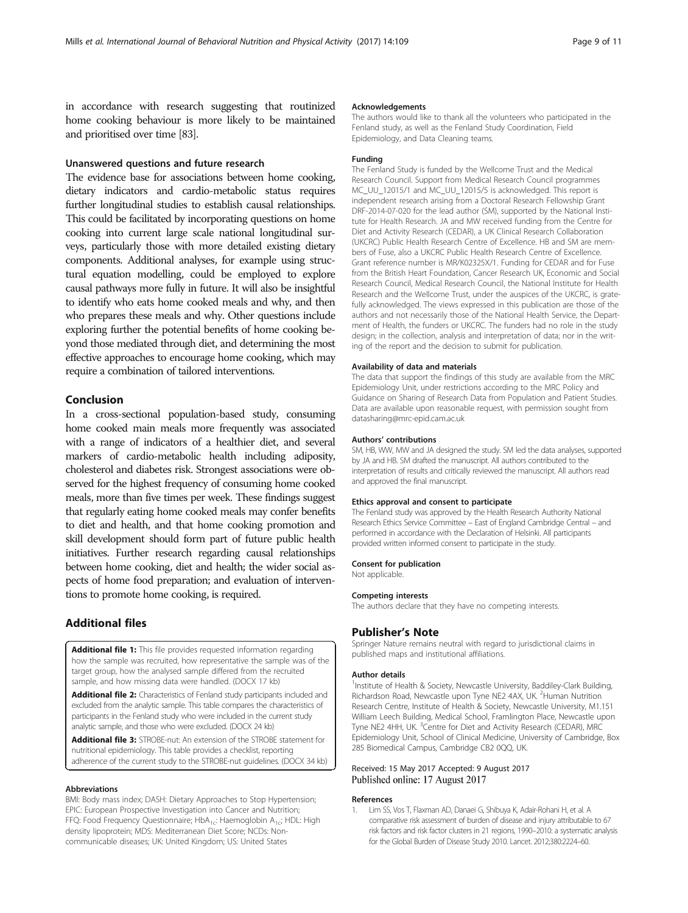in accordance with research suggesting that routinized home cooking behaviour is more likely to be maintained and prioritised over time [83].

### Unanswered questions and future research

The evidence base for associations between home cooking, dietary indicators and cardio-metabolic status requires further longitudinal studies to establish causal relationships. This could be facilitated by incorporating questions on home cooking into current large scale national longitudinal surveys, particularly those with more detailed existing dietary components. Additional analyses, for example using structural equation modelling, could be employed to explore causal pathways more fully in future. It will also be insightful to identify who eats home cooked meals and why, and then who prepares these meals and why. Other questions include exploring further the potential benefits of home cooking beyond those mediated through diet, and determining the most effective approaches to encourage home cooking, which may require a combination of tailored interventions.

## Conclusion

In a cross-sectional population-based study, consuming home cooked main meals more frequently was associated with a range of indicators of a healthier diet, and several markers of cardio-metabolic health including adiposity, cholesterol and diabetes risk. Strongest associations were observed for the highest frequency of consuming home cooked meals, more than five times per week. These findings suggest that regularly eating home cooked meals may confer benefits to diet and health, and that home cooking promotion and skill development should form part of future public health initiatives. Further research regarding causal relationships between home cooking, diet and health; the wider social aspects of home food preparation; and evaluation of interventions to promote home cooking, is required.

## Additional files

**Additional file 1:** This file provides requested information regarding how the sample was recruited, how representative the sample was of the target group, how the analysed sample differed from the recruited sample, and how missing data were handled. (DOCX 17 kb)

**Additional file 2:** Characteristics of Fenland study participants included and excluded from the analytic sample. This table compares the characteristics of participants in the Fenland study who were included in the current study analytic sample, and those who were excluded. (DOCX 24 kb)

**Additional file 3:** STROBE-nut: An extension of the STROBE statement for nutritional epidemiology. This table provides a checklist, reporting adherence of the current study to the STROBE-nut guidelines. (DOCX 34 kb)

#### Abbreviations

BMI: Body mass index; DASH: Dietary Approaches to Stop Hypertension; EPIC: European Prospective Investigation into Cancer and Nutrition; FFQ: Food Frequency Questionnaire; $HbA_{1c}$: Haemoglobin $A_{1c}$; HDL: High density lipoprotein; MDS: Mediterranean Diet Score; NCDs: Non-communicable diseases; UK: United Kingdom; US: United States

#### Acknowledgements

The authors would like to thank all the volunteers who participated in the Fenland study, as well as the Fenland Study Coordination, Field Epidemiology, and Data Cleaning teams.

#### Funding

The Fenland Study is funded by the Wellcome Trust and the Medical Research Council. Support from Medical Research Council programmes MC_UU_12015/1 and MC_UU_12015/5 is acknowledged. This report is independent research arising from a Doctoral Research Fellowship Grant DRF-2014-07-020 for the lead author (SM), supported by the National Institute for Health Research. JA and MW received funding from the Centre for Diet and Activity Research (CEDAR), a UK Clinical Research Collaboration (UKCRC) Public Health Research Centre of Excellence. HB and SM are members of Fuse, also a UKCRC Public Health Research Centre of Excellence. Grant reference number is MR/K02325X/1. Funding for CEDAR and for Fuse from the British Heart Foundation, Cancer Research UK, Economic and Social Research Council, Medical Research Council, the National Institute for Health Research and the Wellcome Trust, under the auspices of the UKCRC, is gratefully acknowledged. The views expressed in this publication are those of the authors and not necessarily those of the National Health Service, the Department of Health, the funders or UKCRC. The funders had no role in the study design; in the collection, analysis and interpretation of data; nor in the writing of the report and the decision to submit for publication.

#### Availability of data and materials

The data that support the findings of this study are available from the MRC Epidemiology Unit, under restrictions according to the MRC Policy and Guidance on Sharing of Research Data from Population and Patient Studies. Data are available upon reasonable request, with permission sought from datasharing@mrc-epid.cam.ac.uk

#### Authors' contributions

SM, HB, WW, MW and JA designed the study. SM led the data analyses, supported by JA and HB. SM drafted the manuscript. All authors contributed to the interpretation of results and critically reviewed the manuscript. All authors read and approved the final manuscript.

#### Ethics approval and consent to participate

The Fenland study was approved by the Health Research Authority National Research Ethics Service Committee – East of England Cambridge Central – and performed in accordance with the Declaration of Helsinki. All participants provided written informed consent to participate in the study.

#### Consent for publication

Not applicable.

#### Competing interests

The authors declare that they have no competing interests.

## Publisher's Note

Springer Nature remains neutral with regard to jurisdictional claims in published maps and institutional affiliations.

#### Author details

[1]Institute of Health & Society, Newcastle University, Baddiley-Clark Building, Richardson Road, Newcastle upon Tyne NE2 4AX, UK. [2]Human Nutrition Research Centre, Institute of Health & Society, Newcastle University, M1.151 William Leech Building, Medical School, Framlington Place, Newcastle upon Tyne NE2 4HH, UK. [3]Centre for Diet and Activity Research (CEDAR), MRC Epidemiology Unit, School of Clinical Medicine, University of Cambridge, Box 285 Biomedical Campus, Cambridge CB2 0QQ, UK.

Received: 15 May 2017 Accepted: 9 August 2017
Published online: 17 August 2017

#### References

1. Lim SS, Vos T, Flaxman AD, Danaei G, Shibuya K, Adair-Rohani H, et al. A comparative risk assessment of burden of disease and injury attributable to 67 risk factors and risk factor clusters in 21 regions, 1990–2010: a systematic analysis for the Global Burden of Disease Study 2010. Lancet. 2012;380:2224–60.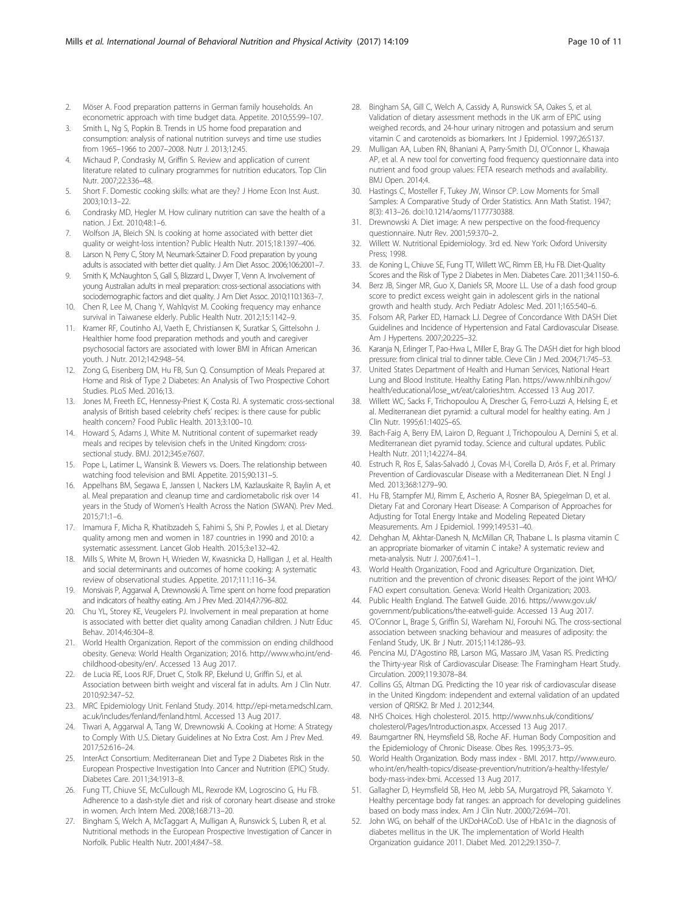2. Möser A. Food preparation patterns in German family households. An econometric approach with time budget data. Appetite. 2010;55:99–107.
3. Smith L, Ng S, Popkin B. Trends in US home food preparation and consumption: analysis of national nutrition surveys and time use studies from 1965–1966 to 2007–2008. Nutr J. 2013;12:45.
4. Michaud P, Condrasky M, Griffin S. Review and application of current literature related to culinary programmes for nutrition educators. Top Clin Nutr. 2007;22:336–48.
5. Short F. Domestic cooking skills: what are they? J Home Econ Inst Aust. 2003;10:13–22.
6. Condrasky MD, Hegler M. How culinary nutrition can save the health of a nation. J Ext. 2010;48:1–6.
7. Wolfson JA, Bleich SN. Is cooking at home associated with better diet quality or weight-loss intention? Public Health Nutr. 2015;18:1397–406.
8. Larson N, Perry C, Story M, Neumark-Sztainer D. Food preparation by young adults is associated with better diet quality. J Am Diet Assoc. 2006;106:2001–7.
9. Smith K, McNaughton S, Gall S, Blizzard L, Dwyer T, Venn A. Involvement of young Australian adults in meal preparation: cross-sectional associations with sociodemographic factors and diet quality. J Am Diet Assoc. 2010;110:1363–7.
10. Chen R, Lee M, Chang Y, Wahlqvist M. Cooking frequency may enhance survival in Taiwanese elderly. Public Health Nutr. 2012;15:1142–9.
11. Kramer RF, Coutinho AJ, Vaeth E, Christiansen K, Suratkar S, Gittelsohn J. Healthier home food preparation methods and youth and caregiver psychosocial factors are associated with lower BMI in African American youth. J Nutr. 2012;142:948–54.
12. Zong G, Eisenberg DM, Hu FB, Sun Q. Consumption of Meals Prepared at Home and Risk of Type 2 Diabetes: An Analysis of Two Prospective Cohort Studies. PLoS Med. 2016;13.
13. Jones M, Freeth EC, Hennessy-Priest K, Costa RJ. A systematic cross-sectional analysis of British based celebrity chefs' recipes: is there cause for public health concern? Food Public Health. 2013;3:100–10.
14. Howard S, Adams J, White M. Nutritional content of supermarket ready meals and recipes by television chefs in the United Kingdom: cross-sectional study. BMJ. 2012;345:e7607.
15. Pope L, Latimer L, Wansink B. Viewers vs. Doers. The relationship between watching food television and BMI. Appetite. 2015;90:131–5.
16. Appelhans BM, Segawa E, Janssen I, Nackers LM, Kazlauskaite R, Baylin A, et al. Meal preparation and cleanup time and cardiometabolic risk over 14 years in the Study of Women's Health Across the Nation (SWAN). Prev Med. 2015;71:1–6.
17. Imamura F, Micha R, Khatibzadeh S, Fahimi S, Shi P, Powles J, et al. Dietary quality among men and women in 187 countries in 1990 and 2010: a systematic assessment. Lancet Glob Health. 2015;3:e132–42.
18. Mills S, White M, Brown H, Wrieden W, Kwasnicka D, Halligan J, et al. Health and social determinants and outcomes of home cooking: A systematic review of observational studies. Appetite. 2017;111:116–34.
19. Monsivais P, Aggarwal A, Drewnowski A. Time spent on home food preparation and indicators of healthy eating. Am J Prev Med. 2014;47:796–802.
20. Chu YL, Storey KE, Veugelers PJ. Involvement in meal preparation at home is associated with better diet quality among Canadian children. J Nutr Educ Behav. 2014;46:304–8.
21. World Health Organization. Report of the commission on ending childhood obesity. Geneva: World Health Organization; 2016. http://www.who.int/end-childhood-obesity/en/. Accessed 13 Aug 2017.
22. de Lucia RE, Loos RJF, Druet C, Stolk RP, Ekelund U, Griffin SJ, et al. Association between birth weight and visceral fat in adults. Am J Clin Nutr. 2010;92:347–52.
23. MRC Epidemiology Unit. Fenland Study. 2014. http://epi-meta.medschl.cam.ac.uk/includes/fenland/fenland.html. Accessed 13 Aug 2017.
24. Tiwari A, Aggarwal A, Tang W, Drewnowski A. Cooking at Home: A Strategy to Comply With U.S. Dietary Guidelines at No Extra Cost. Am J Prev Med. 2017;52:616–24.
25. InterAct Consortium. Mediterranean Diet and Type 2 Diabetes Risk in the European Prospective Investigation Into Cancer and Nutrition (EPIC) Study. Diabetes Care. 2011;34:1913–8.
26. Fung TT, Chiuve SE, McCullough ML, Rexrode KM, Logroscino G, Hu FB. Adherence to a dash-style diet and risk of coronary heart disease and stroke in women. Arch Intern Med. 2008;168:713–20.
27. Bingham S, Welch A, McTaggart A, Mulligan A, Runswick S, Luben R, et al. Nutritional methods in the European Prospective Investigation of Cancer in Norfolk. Public Health Nutr. 2001;4:847–58.
28. Bingham SA, Gill C, Welch A, Cassidy A, Runswick SA, Oakes S, et al. Validation of dietary assessment methods in the UK arm of EPIC using weighed records, and 24-hour urinary nitrogen and potassium and serum vitamin C and carotenoids as biomarkers. Int J Epidemiol. 1997;26:S137.
29. Mulligan AA, Luben RN, Bhaniani A, Parry-Smith DJ, O'Connor L, Khawaja AP, et al. A new tool for converting food frequency questionnaire data into nutrient and food group values: FETA research methods and availability. BMJ Open. 2014;4.
30. Hastings C, Mosteller F, Tukey JW, Winsor CP. Low Moments for Small Samples: A Comparative Study of Order Statistics. Ann Math Statist. 1947; 8(3): 413–26. doi:10.1214/aoms/1177730388.
31. Drewnowski A. Diet image: A new perspective on the food-frequency questionnaire. Nutr Rev. 2001;59:370–2.
32. Willett W. Nutritional Epidemiology. 3rd ed. New York: Oxford University Press; 1998.
33. de Koning L, Chiuve SE, Fung TT, Willett WC, Rimm EB, Hu FB. Diet-Quality Scores and the Risk of Type 2 Diabetes in Men. Diabetes Care. 2011;34:1150–6.
34. Berz JB, Singer MR, Guo X, Daniels SR, Moore LL. Use of a dash food group score to predict excess weight gain in adolescent girls in the national growth and health study. Arch Pediatr Adolesc Med. 2011;165:540–6.
35. Folsom AR, Parker ED, Harnack LJ. Degree of Concordance With DASH Diet Guidelines and Incidence of Hypertension and Fatal Cardiovascular Disease. Am J Hypertens. 2007;20:225–32.
36. Karanja N, Erlinger T, Pao-Hwa L, Miller E, Bray G. The DASH diet for high blood pressure: from clinical trial to dinner table. Cleve Clin J Med. 2004;71:745–53.
37. United States Department of Health and Human Services, National Heart Lung and Blood Institute. Healthy Eating Plan. https://www.nhlbi.nih.gov/health/educational/lose_wt/eat/calories.htm. Accessed 13 Aug 2017.
38. Willett WC, Sacks F, Trichopoulou A, Drescher G, Ferro-Luzzi A, Helsing E, et al. Mediterranean diet pyramid: a cultural model for healthy eating. Am J Clin Nutr. 1995;61:1402S–6S.
39. Bach-Faig A, Berry EM, Lairon D, Reguant J, Trichopoulou A, Dernini S, et al. Mediterranean diet pyramid today. Science and cultural updates. Public Health Nutr. 2011;14:2274–84.
40. Estruch R, Ros E, Salas-Salvadó J, Covas M-I, Corella D, Arós F, et al. Primary Prevention of Cardiovascular Disease with a Mediterranean Diet. N Engl J Med. 2013;368:1279–90.
41. Hu FB, Stampfer MJ, Rimm E, Ascherio A, Rosner BA, Spiegelman D, et al. Dietary Fat and Coronary Heart Disease: A Comparison of Approaches for Adjusting for Total Energy Intake and Modeling Repeated Dietary Measurements. Am J Epidemiol. 1999;149:531–40.
42. Dehghan M, Akhtar-Danesh N, McMillan CR, Thabane L. Is plasma vitamin C an appropriate biomarker of vitamin C intake? A systematic review and meta-analysis. Nutr J. 2007;6:41–1.
43. World Health Organization, Food and Agriculture Organization. Diet, nutrition and the prevention of chronic diseases: Report of the joint WHO/FAO expert consultation. Geneva: World Health Organization; 2003.
44. Public Health England. The Eatwell Guide. 2016. https://www.gov.uk/government/publications/the-eatwell-guide. Accessed 13 Aug 2017.
45. O'Connor L, Brage S, Griffin SJ, Wareham NJ, Forouhi NG. The cross-sectional association between snacking behaviour and measures of adiposity: the Fenland Study, UK. Br J Nutr. 2015;114:1286–93.
46. Pencina MJ, D'Agostino RB, Larson MG, Massaro JM, Vasan RS. Predicting the Thirty-year Risk of Cardiovascular Disease: The Framingham Heart Study. Circulation. 2009;119:3078–84.
47. Collins GS, Altman DG. Predicting the 10 year risk of cardiovascular disease in the United Kingdom: independent and external validation of an updated version of QRISK2. Br Med J. 2012;344.
48. NHS Choices. High cholesterol. 2015. http://www.nhs.uk/conditions/cholesterol/Pages/Introduction.aspx. Accessed 13 Aug 2017.
49. Baumgartner RN, Heymsfield SB, Roche AF. Human Body Composition and the Epidemiology of Chronic Disease. Obes Res. 1995;3:73–95.
50. World Health Organization. Body mass index - BMI. 2017. http://www.euro.who.int/en/health-topics/disease-prevention/nutrition/a-healthy-lifestyle/body-mass-index-bmi. Accessed 13 Aug 2017.
51. Gallagher D, Heymsfield SB, Heo M, Jebb SA, Murgatroyd PR, Sakamoto Y. Healthy percentage body fat ranges: an approach for developing guidelines based on body mass index. Am J Clin Nutr. 2000;72:694–701.
52. John WG, on behalf of the UKDoHACoD. Use of HbA1c in the diagnosis of diabetes mellitus in the UK. The implementation of World Health Organization guidance 2011. Diabet Med. 2012;29:1350–7.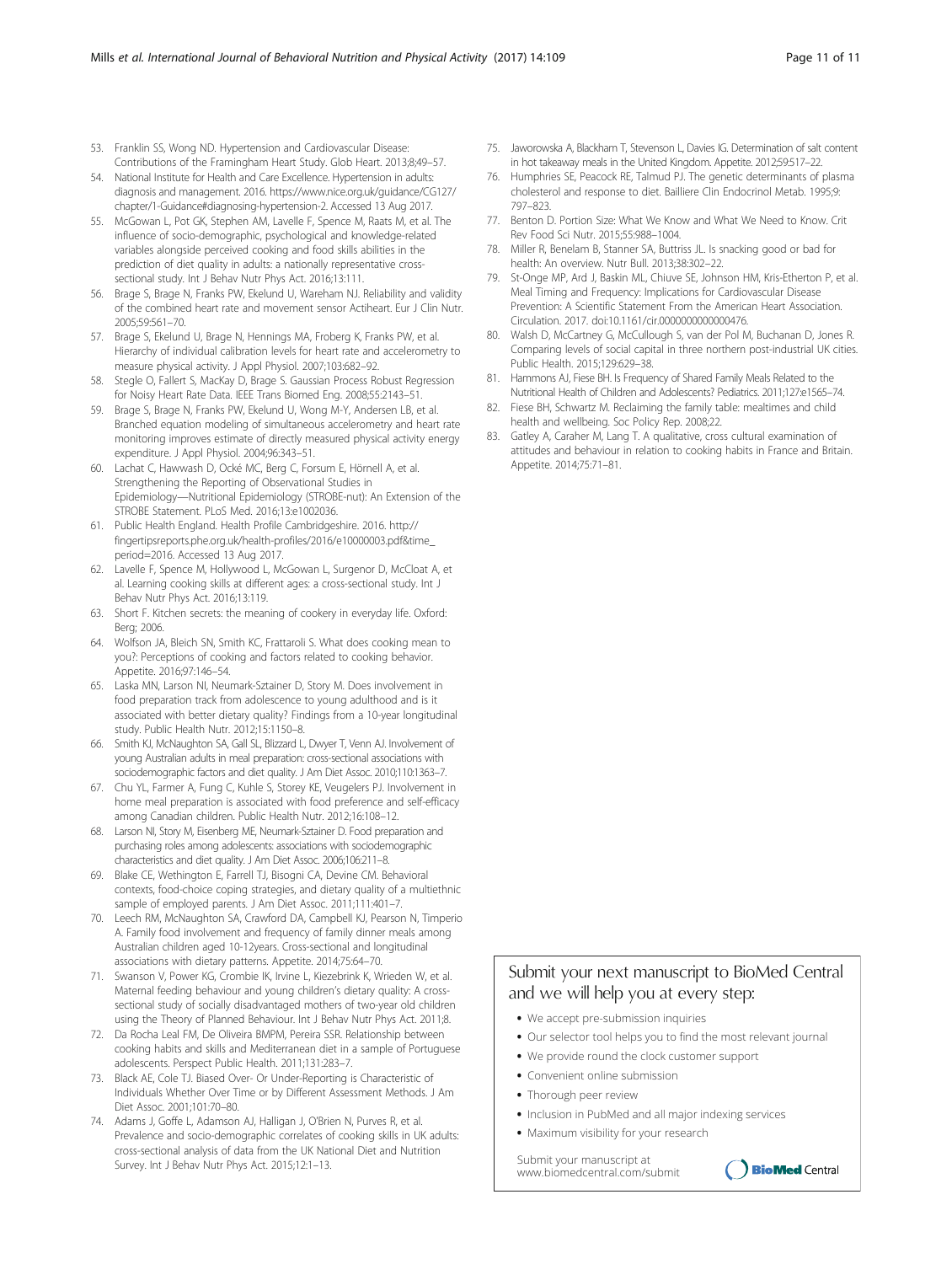53. Franklin SS, Wong ND. Hypertension and Cardiovascular Disease: Contributions of the Framingham Heart Study. Glob Heart. 2013;8;49–57.
54. National Institute for Health and Care Excellence. Hypertension in adults: diagnosis and management. 2016. https://www.nice.org.uk/guidance/CG127/chapter/1-Guidance#diagnosing-hypertension-2. Accessed 13 Aug 2017.
55. McGowan L, Pot GK, Stephen AM, Lavelle F, Spence M, Raats M, et al. The influence of socio-demographic, psychological and knowledge-related variables alongside perceived cooking and food skills abilities in the prediction of diet quality in adults: a nationally representative cross-sectional study. Int J Behav Nutr Phys Act. 2016;13:111.
56. Brage S, Brage N, Franks PW, Ekelund U, Wareham NJ. Reliability and validity of the combined heart rate and movement sensor Actiheart. Eur J Clin Nutr. 2005;59:561–70.
57. Brage S, Ekelund U, Brage N, Hennings MA, Froberg K, Franks PW, et al. Hierarchy of individual calibration levels for heart rate and accelerometry to measure physical activity. J Appl Physiol. 2007;103:682–92.
58. Stegle O, Fallert S, MacKay D, Brage S. Gaussian Process Robust Regression for Noisy Heart Rate Data. IEEE Trans Biomed Eng. 2008;55:2143–51.
59. Brage S, Brage N, Franks PW, Ekelund U, Wong M-Y, Andersen LB, et al. Branched equation modeling of simultaneous accelerometry and heart rate monitoring improves estimate of directly measured physical activity energy expenditure. J Appl Physiol. 2004;96:343–51.
60. Lachat C, Hawwash D, Ocké MC, Berg C, Forsum E, Hörnell A, et al. Strengthening the Reporting of Observational Studies in Epidemiology—Nutritional Epidemiology (STROBE-nut): An Extension of the STROBE Statement. PLoS Med. 2016;13:e1002036.
61. Public Health England. Health Profile Cambridgeshire. 2016. http://fingertipsreports.phe.org.uk/health-profiles/2016/e10000003.pdf&time_period=2016. Accessed 13 Aug 2017.
62. Lavelle F, Spence M, Hollywood L, McGowan L, Surgenor D, McCloat A, et al. Learning cooking skills at different ages: a cross-sectional study. Int J Behav Nutr Phys Act. 2016;13:119.
63. Short F. Kitchen secrets: the meaning of cookery in everyday life. Oxford: Berg; 2006.
64. Wolfson JA, Bleich SN, Smith KC, Frattaroli S. What does cooking mean to you?: Perceptions of cooking and factors related to cooking behavior. Appetite. 2016;97:146–54.
65. Laska MN, Larson NI, Neumark-Sztainer D, Story M. Does involvement in food preparation track from adolescence to young adulthood and is it associated with better dietary quality? Findings from a 10-year longitudinal study. Public Health Nutr. 2012;15:1150–8.
66. Smith KJ, McNaughton SA, Gall SL, Blizzard L, Dwyer T, Venn AJ. Involvement of young Australian adults in meal preparation: cross-sectional associations with sociodemographic factors and diet quality. J Am Diet Assoc. 2010;110:1363–7.
67. Chu YL, Farmer A, Fung C, Kuhle S, Storey KE, Veugelers PJ. Involvement in home meal preparation is associated with food preference and self-efficacy among Canadian children. Public Health Nutr. 2012;16:108–12.
68. Larson NI, Story M, Eisenberg ME, Neumark-Sztainer D. Food preparation and purchasing roles among adolescents: associations with sociodemographic characteristics and diet quality. J Am Diet Assoc. 2006;106:211–8.
69. Blake CE, Wethington E, Farrell TJ, Bisogni CA, Devine CM. Behavioral contexts, food-choice coping strategies, and dietary quality of a multiethnic sample of employed parents. J Am Diet Assoc. 2011;111:401–7.
70. Leech RM, McNaughton SA, Crawford DA, Campbell KJ, Pearson N, Timperio A. Family food involvement and frequency of family dinner meals among Australian children aged 10-12years. Cross-sectional and longitudinal associations with dietary patterns. Appetite. 2014;75:64–70.
71. Swanson V, Power KG, Crombie IK, Irvine L, Kiezebrink K, Wrieden W, et al. Maternal feeding behaviour and young children's dietary quality: A cross-sectional study of socially disadvantaged mothers of two-year old children using the Theory of Planned Behaviour. Int J Behav Nutr Phys Act. 2011;8.
72. Da Rocha Leal FM, De Oliveira BMPM, Pereira SSR. Relationship between cooking habits and skills and Mediterranean diet in a sample of Portuguese adolescents. Perspect Public Health. 2011;131:283–7.
73. Black AE, Cole TJ. Biased Over- Or Under-Reporting is Characteristic of Individuals Whether Over Time or by Different Assessment Methods. J Am Diet Assoc. 2001;101:70–80.
74. Adams J, Goffe L, Adamson AJ, Halligan J, O'Brien N, Purves R, et al. Prevalence and socio-demographic correlates of cooking skills in UK adults: cross-sectional analysis of data from the UK National Diet and Nutrition Survey. Int J Behav Nutr Phys Act. 2015;12:1–13.
75. Jaworowska A, Blackham T, Stevenson L, Davies IG. Determination of salt content in hot takeaway meals in the United Kingdom. Appetite. 2012;59:517–22.
76. Humphries SE, Peacock RE, Talmud PJ. The genetic determinants of plasma cholesterol and response to diet. Bailliere Clin Endocrinol Metab. 1995;9:797–823.
77. Benton D. Portion Size: What We Know and What We Need to Know. Crit Rev Food Sci Nutr. 2015;55:988–1004.
78. Miller R, Benelam B, Stanner SA, Buttriss JL. Is snacking good or bad for health: An overview. Nutr Bull. 2013;38:302–22.
79. St-Onge MP, Ard J, Baskin ML, Chiuve SE, Johnson HM, Kris-Etherton P, et al. Meal Timing and Frequency: Implications for Cardiovascular Disease Prevention: A Scientific Statement From the American Heart Association. Circulation. 2017. doi:10.1161/cir.0000000000000476.
80. Walsh D, McCartney G, McCullough S, van der Pol M, Buchanan D, Jones R. Comparing levels of social capital in three northern post-industrial UK cities. Public Health. 2015;129:629–38.
81. Hammons AJ, Fiese BH. Is Frequency of Shared Family Meals Related to the Nutritional Health of Children and Adolescents? Pediatrics. 2011;127:e1565–74.
82. Fiese BH, Schwartz M. Reclaiming the family table: mealtimes and child health and wellbeing. Soc Policy Rep. 2008;22.
83. Gatley A, Caraher M, Lang T. A qualitative, cross cultural examination of attitudes and behaviour in relation to cooking habits in France and Britain. Appetite. 2014;75:71–81.

Submit your next manuscript to BioMed Central and we will help you at every step:

- We accept pre-submission inquiries
- Our selector tool helps you to find the most relevant journal
- We provide round the clock customer support
- Convenient online submission
- Thorough peer review
- Inclusion in PubMed and all major indexing services
- Maximum visibility for your research

Submit your manuscript at www.biomedcentral.com/submit

BioMed Central